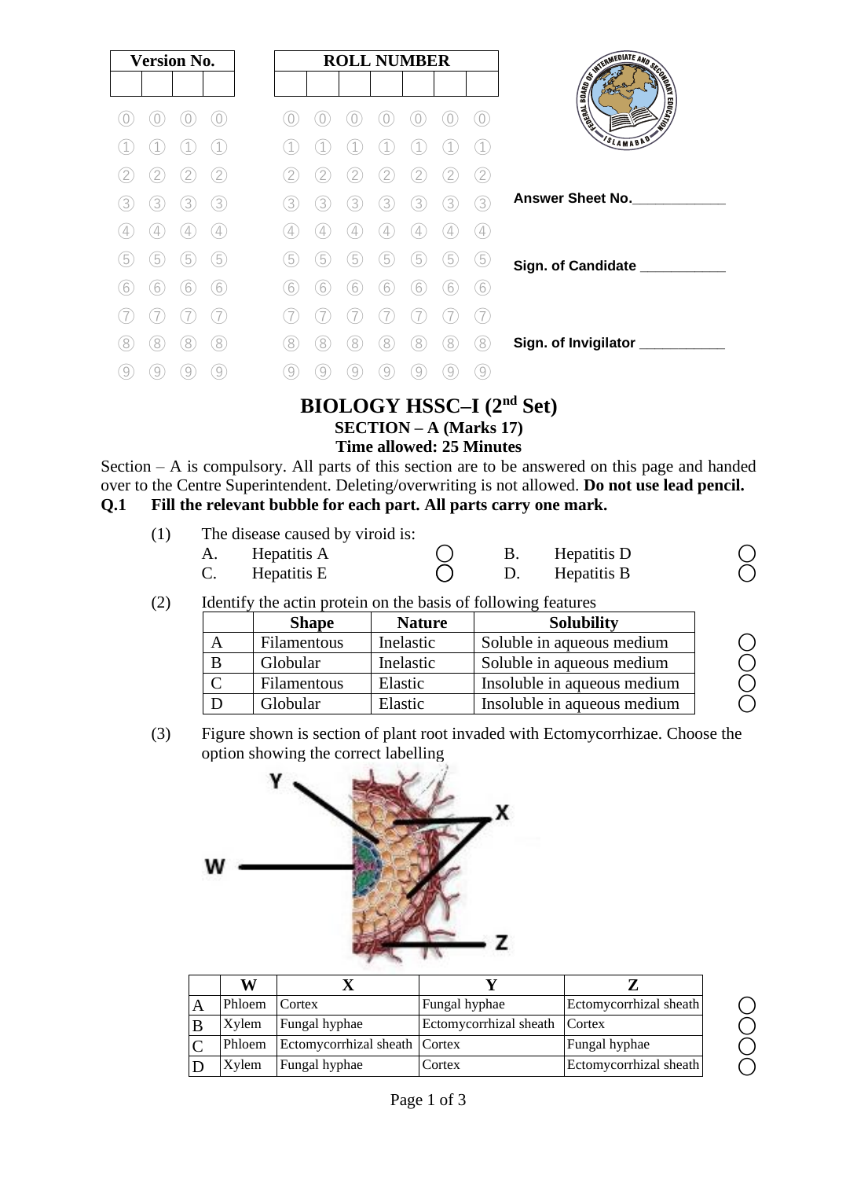| Version No. | | | |
|---|---|---|---|
| | | | |

| ROLL NUMBER | | | | | | |
|---|---|---|---|---|---|---|
| | | | | | | |

Answer Sheet No.____________

Sign. of Candidate ___________

Sign. of Invigilator ___________

# BIOLOGY HSSC–I (2nd Set)

## SECTION – A (Marks 17)

## Time allowed: 25 Minutes

Section – A is compulsory. All parts of this section are to be answered on this page and handed over to the Centre Superintendent. Deleting/overwriting is not allowed. **Do not use lead pencil.**

**Q.1 Fill the relevant bubble for each part. All parts carry one mark.**

(1) The disease caused by viroid is:

A. Hepatitis A ◯ B. Hepatitis D ◯
C. Hepatitis E ◯ D. Hepatitis B ◯

(2) Identify the actin protein on the basis of following features

| | Shape | Nature | Solubility | |
|---|---|---|---|---|
| A | Filamentous | Inelastic | Soluble in aqueous medium | ◯ |
| B | Globular | Inelastic | Soluble in aqueous medium | ◯ |
| C | Filamentous | Elastic | Insoluble in aqueous medium | ◯ |
| D | Globular | Elastic | Insoluble in aqueous medium | ◯ |

(3) Figure shown is section of plant root invaded with Ectomycorrhizae. Choose the option showing the correct labelling

| | W | X | Y | Z | |
|---|---|---|---|---|---|
| A | Phloem | Cortex | Fungal hyphae | Ectomycorrhizal sheath | ◯ |
| B | Xylem | Fungal hyphae | Ectomycorrhizal sheath | Cortex | ◯ |
| C | Phloem | Ectomycorrhizal sheath | Cortex | Fungal hyphae | ◯ |
| D | Xylem | Fungal hyphae | Cortex | Ectomycorrhizal sheath | ◯ |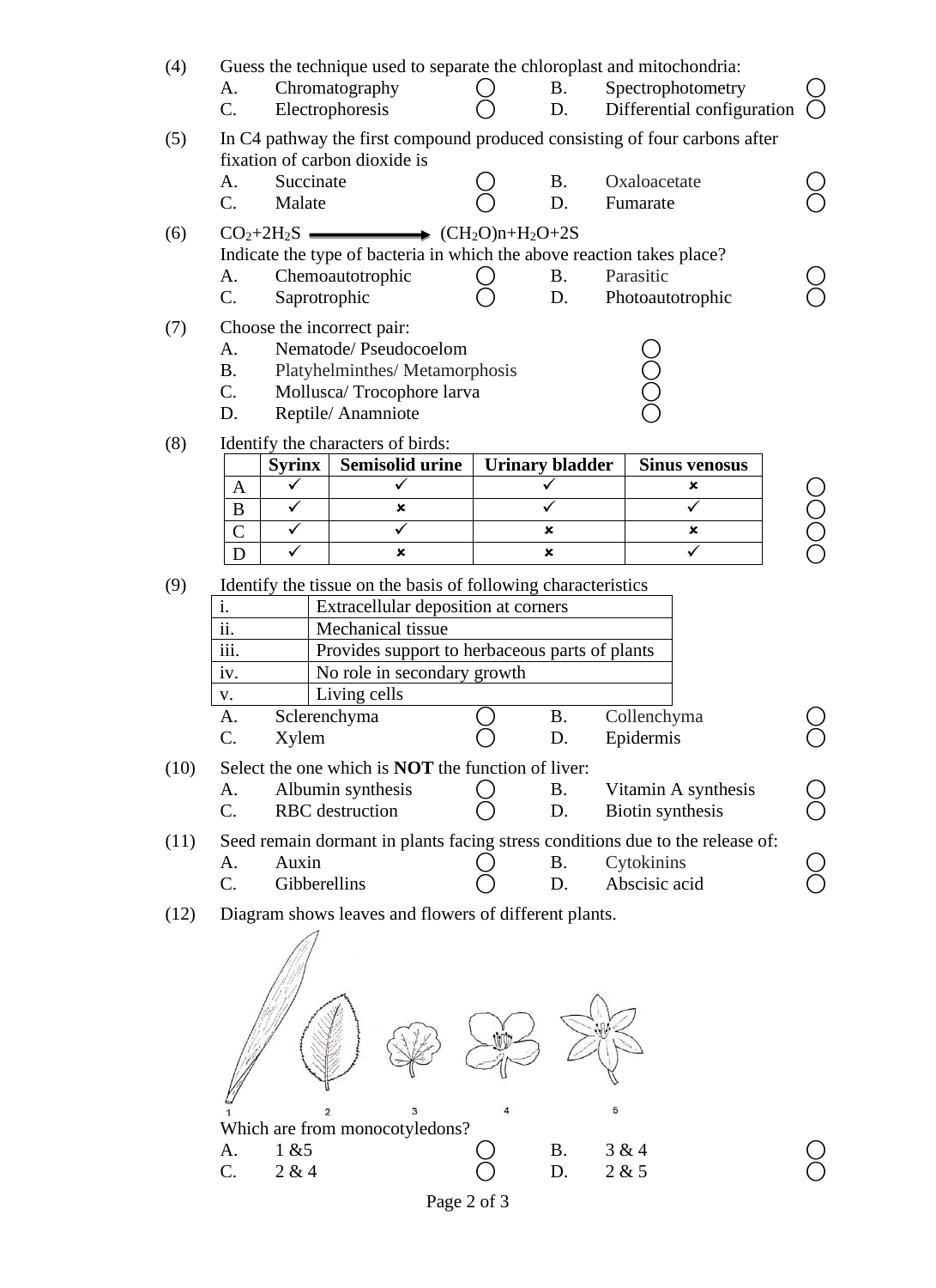(4) Guess the technique used to separate the chloroplast and mitochondria:

A. Chromatography ◯ B. Spectrophotometry ◯
C. Electrophoresis ◯ D. Differential configuration ◯

(5) In C4 pathway the first compound produced consisting of four carbons after fixation of carbon dioxide is

A. Succinate ◯ B. Oxaloacetate ◯
C. Malate ◯ D. Fumarate ◯

(6) $CO_2+2H_2S \longrightarrow (CH_2O)n+H_2O+2S$

Indicate the type of bacteria in which the above reaction takes place?

A. Chemoautotrophic ◯ B. Parasitic ◯
C. Saprotrophic ◯ D. Photoautotrophic ◯

(7) Choose the incorrect pair:

A. Nematode/ Pseudocoelom ◯
B. Platyhelminthes/ Metamorphosis ◯
C. Mollusca/ Trocophore larva ◯
D. Reptile/ Anamniote ◯

(8) Identify the characters of birds:

| | Syrinx | Semisolid urine | Urinary bladder | Sinus venosus | |
|---|---|---|---|---|---|
| A | ✓ | ✓ | ✓ | × | ◯ |
| B | ✓ | × | ✓ | ✓ | ◯ |
| C | ✓ | ✓ | × | × | ◯ |
| D | ✓ | × | × | ✓ | ◯ |

(9) Identify the tissue on the basis of following characteristics

| | |
|---|---|
| i. | Extracellular deposition at corners |
| ii. | Mechanical tissue |
| iii. | Provides support to herbaceous parts of plants |
| iv. | No role in secondary growth |
| v. | Living cells |

A. Sclerenchyma ◯ B. Collenchyma ◯
C. Xylem ◯ D. Epidermis ◯

(10) Select the one which is **NOT** the function of liver:

A. Albumin synthesis ◯ B. Vitamin A synthesis ◯
C. RBC destruction ◯ D. Biotin synthesis ◯

(11) Seed remain dormant in plants facing stress conditions due to the release of:

A. Auxin ◯ B. Cytokinins ◯
C. Gibberellins ◯ D. Abscisic acid ◯

(12) Diagram shows leaves and flowers of different plants.

1 2 3 4 5

Which are from monocotyledons?

A. 1 &5 ◯ B. 3 & 4 ◯
C. 2 & 4 ◯ D. 2 & 5 ◯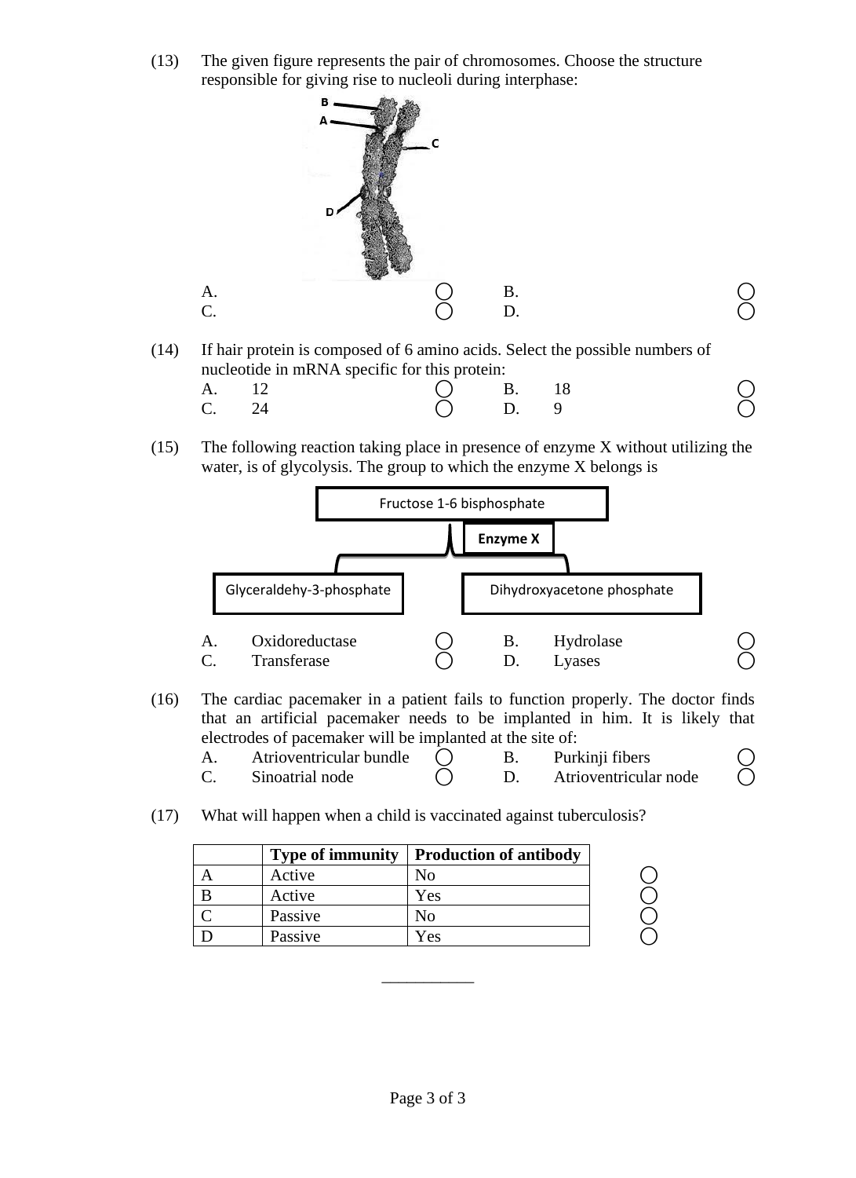(13) The given figure represents the pair of chromosomes. Choose the structure responsible for giving rise to nucleoli during interphase:

| A. | ◯ | B. | ◯ |
|---|---|---|---|
| C. | ◯ | D. | ◯ |

(14) If hair protein is composed of 6 amino acids. Select the possible numbers of nucleotide in mRNA specific for this protein:

| A. | 12 | ◯ | B. | 18 | ◯ |
|---|---|---|---|---|---|
| C. | 24 | ◯ | D. | 9 | ◯ |

(15) The following reaction taking place in presence of enzyme X without utilizing the water, is of glycolysis. The group to which the enzyme X belongs is

Fructose 1-6 bisphosphate

Enzyme X

Glyceraldehy-3-phosphate    Dihydroxyacetone phosphate

| A. | Oxidoreductase | ◯ | B. | Hydrolase | ◯ |
|---|---|---|---|---|---|
| C. | Transferase | ◯ | D. | Lyases | ◯ |

(16) The cardiac pacemaker in a patient fails to function properly. The doctor finds that an artificial pacemaker needs to be implanted in him. It is likely that electrodes of pacemaker will be implanted at the site of:

| A. | Atrioventricular bundle | ◯ | B. | Purkinji fibers | ◯ |
|---|---|---|---|---|---|
| C. | Sinoatrial node | ◯ | D. | Atrioventricular node | ◯ |

(17) What will happen when a child is vaccinated against tuberculosis?

| | Type of immunity | Production of antibody | |
|---|---|---|---|
| A | Active | No | ◯ |
| B | Active | Yes | ◯ |
| C | Passive | No | ◯ |
| D | Passive | Yes | ◯ |

___________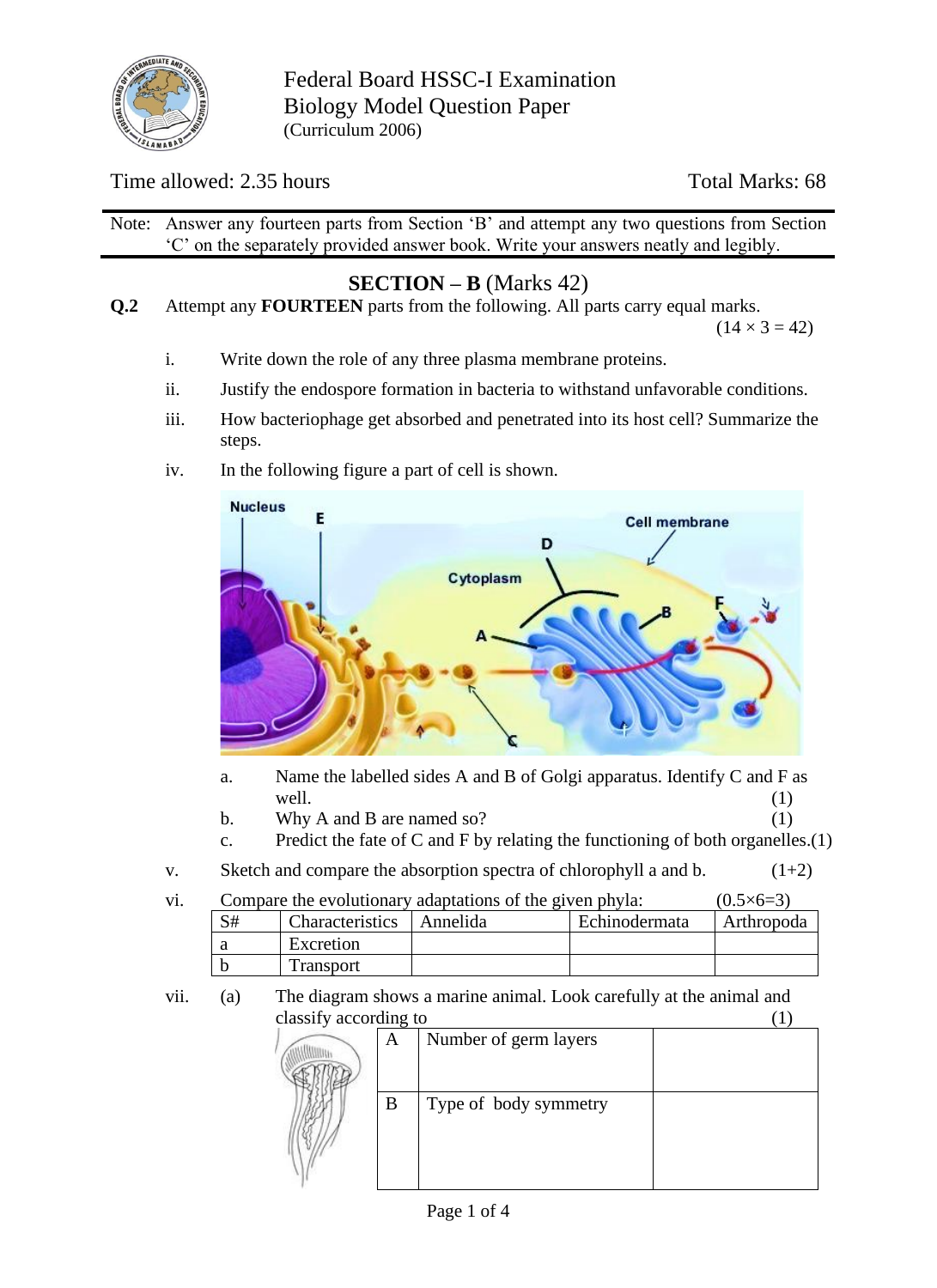Federal Board HSSC-I Examination
Biology Model Question Paper
(Curriculum 2006)

Time allowed: 2.35 hours | Total Marks: 68

Note: Answer any fourteen parts from Section 'B' and attempt any two questions from Section 'C' on the separately provided answer book. Write your answers neatly and legibly.

## SECTION – B (Marks 42)

**Q.2** Attempt any **FOURTEEN** parts from the following. All parts carry equal marks. (14 × 3 = 42)

i. Write down the role of any three plasma membrane proteins.

ii. Justify the endospore formation in bacteria to withstand unfavorable conditions.

iii. How bacteriophage get absorbed and penetrated into its host cell? Summarize the steps.

iv. In the following figure a part of cell is shown.

a. Name the labelled sides A and B of Golgi apparatus. Identify C and F as well. (1)

b. Why A and B are named so? (1)

c. Predict the fate of C and F by relating the functioning of both organelles.(1)

v. Sketch and compare the absorption spectra of chlorophyll a and b. (1+2)

vi. Compare the evolutionary adaptations of the given phyla: (0.5×6=3)

| S# | Characteristics | Annelida | Echinodermata | Arthropoda |
|---|---|---|---|---|
| a | Excretion | | | |
| b | Transport | | | |

vii. (a) The diagram shows a marine animal. Look carefully at the animal and classify according to (1)

| | | |
|---|---|---|
| A | Number of germ layers | |
| B | Type of body symmetry | |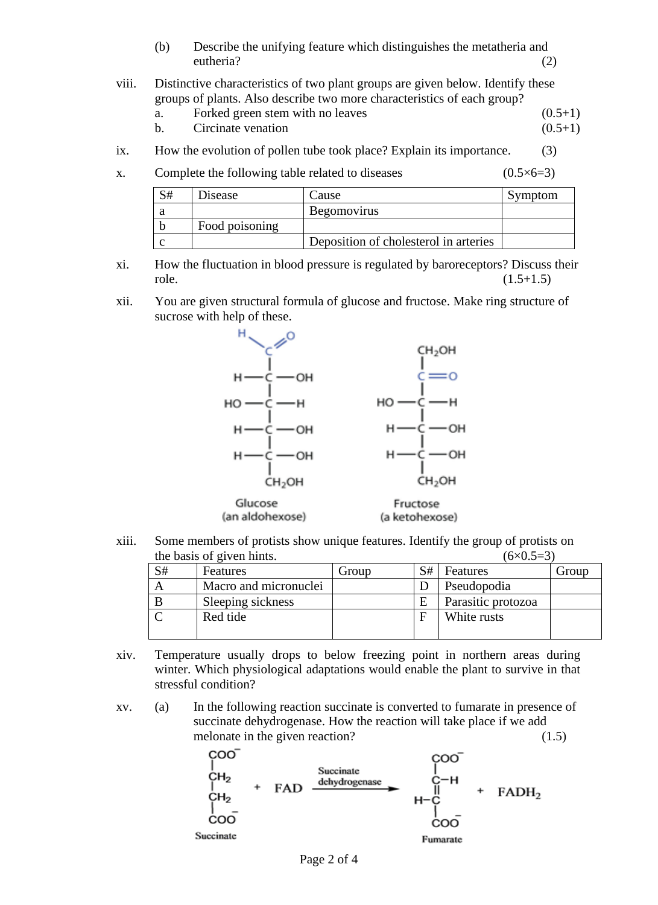(b) Describe the unifying feature which distinguishes the metatheria and eutheria? (2)

viii. Distinctive characteristics of two plant groups are given below. Identify these groups of plants. Also describe two more characteristics of each group?

a. Forked green stem with no leaves (0.5+1)

b. Circinate venation (0.5+1)

ix. How the evolution of pollen tube took place? Explain its importance. (3)

x. Complete the following table related to diseases (0.5×6=3)

| S# | Disease | Cause | Symptom |
|---|---|---|---|
| a | | Begomovirus | |
| b | Food poisoning | | |
| c | | Deposition of cholesterol in arteries | |

xi. How the fluctuation in blood pressure is regulated by baroreceptors? Discuss their role. (1.5+1.5)

xii. You are given structural formula of glucose and fructose. Make ring structure of sucrose with help of these.

Glucose (an aldohexose): CHO, H—C—OH, HO—C—H, H—C—OH, H—C—OH, $CH_2OH$

Fructose (a ketohexose): $CH_2OH$, C=O, HO—C—H, H—C—OH, H—C—OH, $CH_2OH$

xiii. Some members of protists show unique features. Identify the group of protists on the basis of given hints. (6×0.5=3)

| S# | Features | Group | S# | Features | Group |
|---|---|---|---|---|---|
| A | Macro and micronuclei | | D | Pseudopodia | |
| B | Sleeping sickness | | E | Parasitic protozoa | |
| C | Red tide | | F | White rusts | |

xiv. Temperature usually drops to below freezing point in northern areas during winter. Which physiological adaptations would enable the plant to survive in that stressful condition?

xv. (a) In the following reaction succinate is converted to fumarate in presence of succinate dehydrogenase. How the reaction will take place if we add melonate in the given reaction? (1.5)

$$\text{Succinate } (^-OOC-CH_2-CH_2-COO^-) + FAD \xrightarrow{\text{Succinate dehydrogenase}} \text{Fumarate } (^-OOC-CH=CH-COO^-) + FADH_2$$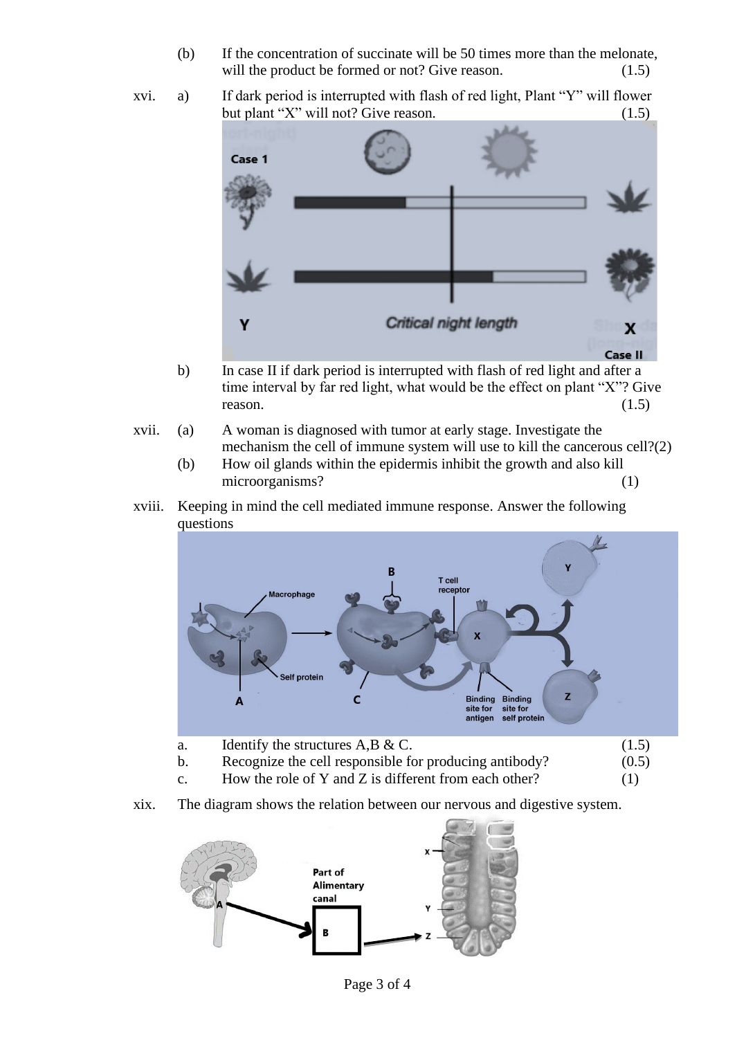(b) If the concentration of succinate will be 50 times more than the melonate, will the product be formed or not? Give reason. (1.5)

xvi. a) If dark period is interrupted with flash of red light, Plant "Y" will flower but plant "X" will not? Give reason. (1.5)

b) In case II if dark period is interrupted with flash of red light and after a time interval by far red light, what would be the effect on plant "X"? Give reason. (1.5)

xvii. (a) A woman is diagnosed with tumor at early stage. Investigate the mechanism the cell of immune system will use to kill the cancerous cell? (2)

(b) How oil glands within the epidermis inhibit the growth and also kill microorganisms? (1)

xviii. Keeping in mind the cell mediated immune response. Answer the following questions

a. Identify the structures A, B & C. (1.5)

b. Recognize the cell responsible for producing antibody? (0.5)

c. How the role of Y and Z is different from each other? (1)

xix. The diagram shows the relation between our nervous and digestive system.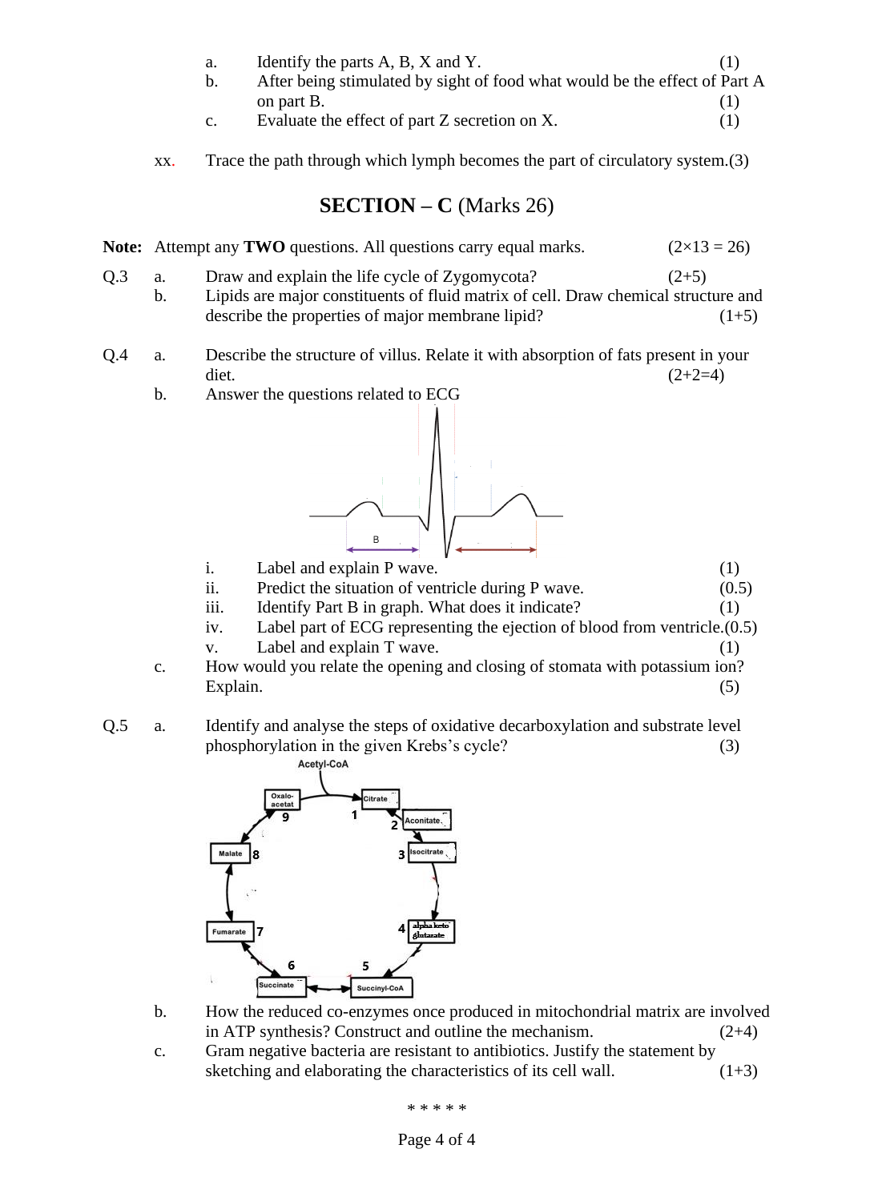a. Identify the parts A, B, X and Y. (1)

b. After being stimulated by sight of food what would be the effect of Part A on part B. (1)

c. Evaluate the effect of part Z secretion on X. (1)

xx. Trace the path through which lymph becomes the part of circulatory system.(3)

## SECTION – C (Marks 26)

**Note:** Attempt any **TWO** questions. All questions carry equal marks. (2×13 = 26)

**Q.3** a. Draw and explain the life cycle of Zygomycota? (2+5)

b. Lipids are major constituents of fluid matrix of cell. Draw chemical structure and describe the properties of major membrane lipid? (1+5)

**Q.4** a. Describe the structure of villus. Relate it with absorption of fats present in your diet. (2+2=4)

b. Answer the questions related to ECG

B

i. Label and explain P wave. (1)

ii. Predict the situation of ventricle during P wave. (0.5)

iii. Identify Part B in graph. What does it indicate? (1)

iv. Label part of ECG representing the ejection of blood from ventricle.(0.5)

v. Label and explain T wave. (1)

c. How would you relate the opening and closing of stomata with potassium ion? Explain. (5)

**Q.5** a. Identify and analyse the steps of oxidative decarboxylation and substrate level phosphorylation in the given Krebs's cycle? (3)

Acetyl-CoA

1 Citrate, 2 Aconitate, 3 Isocitrate, 4 alpha keto glutarate, 5 Succinyl-CoA, 6 Succinate, 7 Fumarate, 8 Malate, 9 Oxalo-acetat

b. How the reduced co-enzymes once produced in mitochondrial matrix are involved in ATP synthesis? Construct and outline the mechanism. (2+4)

c. Gram negative bacteria are resistant to antibiotics. Justify the statement by sketching and elaborating the characteristics of its cell wall. (1+3)

\* \* \* \* \*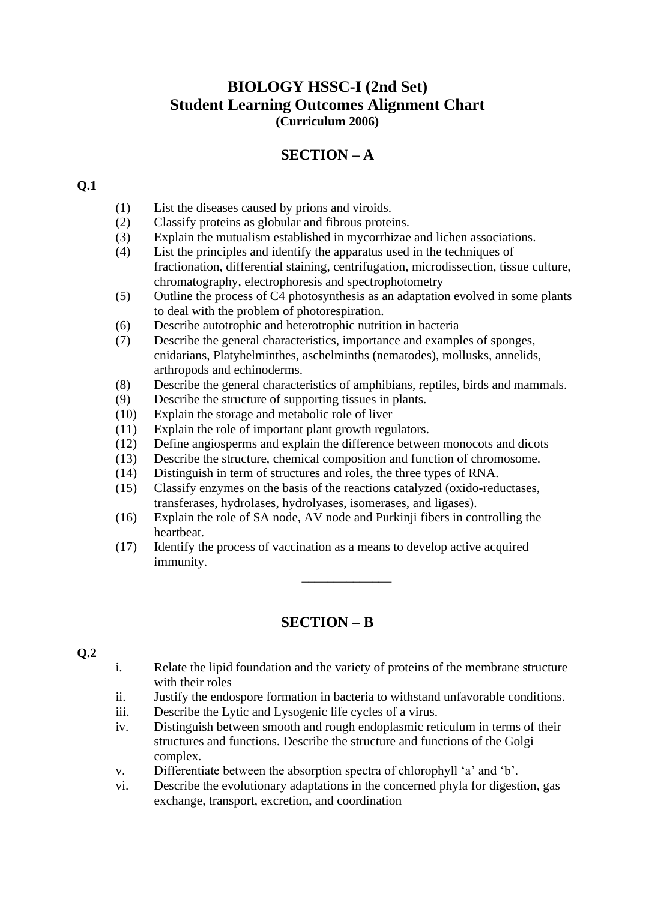# BIOLOGY HSSC-I (2nd Set)
## Student Learning Outcomes Alignment Chart
### (Curriculum 2006)

## SECTION – A

**Q.1**

(1) List the diseases caused by prions and viroids.
(2) Classify proteins as globular and fibrous proteins.
(3) Explain the mutualism established in mycorrhizae and lichen associations.
(4) List the principles and identify the apparatus used in the techniques of fractionation, differential staining, centrifugation, microdissection, tissue culture, chromatography, electrophoresis and spectrophotometry
(5) Outline the process of C4 photosynthesis as an adaptation evolved in some plants to deal with the problem of photorespiration.
(6) Describe autotrophic and heterotrophic nutrition in bacteria
(7) Describe the general characteristics, importance and examples of sponges, cnidarians, Platyhelminthes, aschelminths (nematodes), mollusks, annelids, arthropods and echinoderms.
(8) Describe the general characteristics of amphibians, reptiles, birds and mammals.
(9) Describe the structure of supporting tissues in plants.
(10) Explain the storage and metabolic role of liver
(11) Explain the role of important plant growth regulators.
(12) Define angiosperms and explain the difference between monocots and dicots
(13) Describe the structure, chemical composition and function of chromosome.
(14) Distinguish in term of structures and roles, the three types of RNA.
(15) Classify enzymes on the basis of the reactions catalyzed (oxido-reductases, transferases, hydrolases, hydrolyases, isomerases, and ligases).
(16) Explain the role of SA node, AV node and Purkinji fibers in controlling the heartbeat.
(17) Identify the process of vaccination as a means to develop active acquired immunity.

---

## SECTION – B

**Q.2**

i. Relate the lipid foundation and the variety of proteins of the membrane structure with their roles
ii. Justify the endospore formation in bacteria to withstand unfavorable conditions.
iii. Describe the Lytic and Lysogenic life cycles of a virus.
iv. Distinguish between smooth and rough endoplasmic reticulum in terms of their structures and functions. Describe the structure and functions of the Golgi complex.
v. Differentiate between the absorption spectra of chlorophyll 'a' and 'b'.
vi. Describe the evolutionary adaptations in the concerned phyla for digestion, gas exchange, transport, excretion, and coordination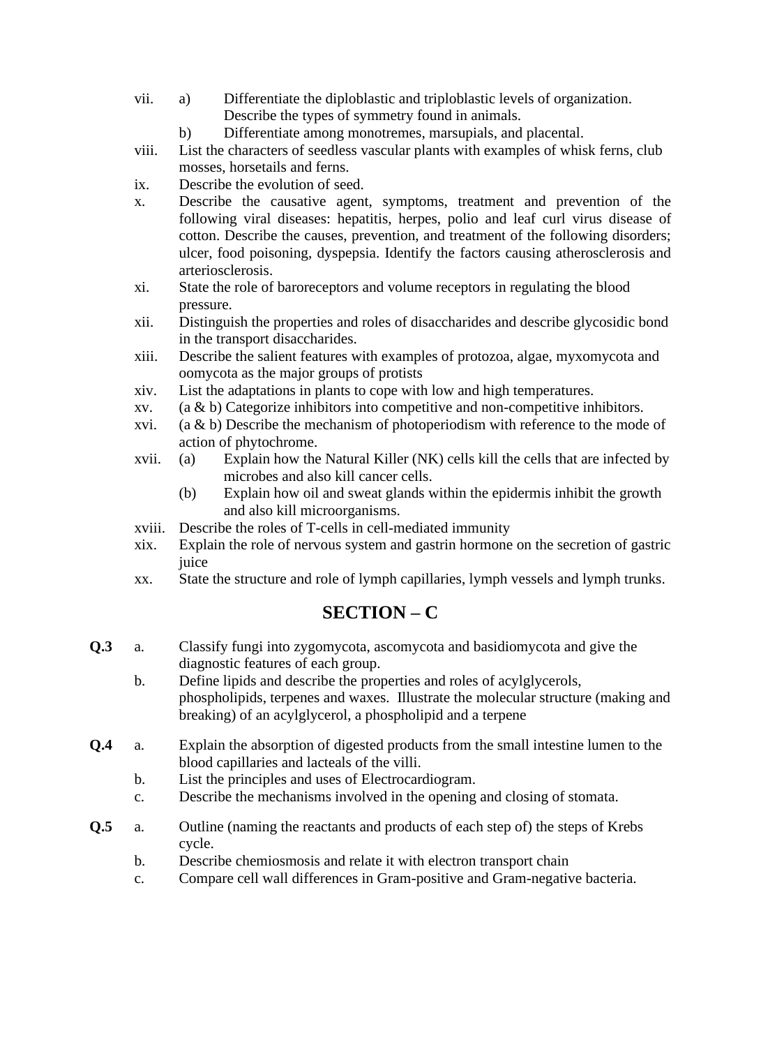vii. a) Differentiate the diploblastic and triploblastic levels of organization. Describe the types of symmetry found in animals.
   b) Differentiate among monotremes, marsupials, and placental.

viii. List the characters of seedless vascular plants with examples of whisk ferns, club mosses, horsetails and ferns.

ix. Describe the evolution of seed.

x. Describe the causative agent, symptoms, treatment and prevention of the following viral diseases: hepatitis, herpes, polio and leaf curl virus disease of cotton. Describe the causes, prevention, and treatment of the following disorders; ulcer, food poisoning, dyspepsia. Identify the factors causing atherosclerosis and arteriosclerosis.

xi. State the role of baroreceptors and volume receptors in regulating the blood pressure.

xii. Distinguish the properties and roles of disaccharides and describe glycosidic bond in the transport disaccharides.

xiii. Describe the salient features with examples of protozoa, algae, myxomycota and oomycota as the major groups of protists

xiv. List the adaptations in plants to cope with low and high temperatures.

xv. (a & b) Categorize inhibitors into competitive and non-competitive inhibitors.

xvi. (a & b) Describe the mechanism of photoperiodism with reference to the mode of action of phytochrome.

xvii. (a) Explain how the Natural Killer (NK) cells kill the cells that are infected by microbes and also kill cancer cells.
   (b) Explain how oil and sweat glands within the epidermis inhibit the growth and also kill microorganisms.

xviii. Describe the roles of T-cells in cell-mediated immunity

xix. Explain the role of nervous system and gastrin hormone on the secretion of gastric juice

xx. State the structure and role of lymph capillaries, lymph vessels and lymph trunks.

## SECTION – C

**Q.3**
a. Classify fungi into zygomycota, ascomycota and basidiomycota and give the diagnostic features of each group.
b. Define lipids and describe the properties and roles of acylglycerols, phospholipids, terpenes and waxes. Illustrate the molecular structure (making and breaking) of an acylglycerol, a phospholipid and a terpene

**Q.4**
a. Explain the absorption of digested products from the small intestine lumen to the blood capillaries and lacteals of the villi.
b. List the principles and uses of Electrocardiogram.
c. Describe the mechanisms involved in the opening and closing of stomata.

**Q.5**
a. Outline (naming the reactants and products of each step of) the steps of Krebs cycle.
b. Describe chemiosmosis and relate it with electron transport chain
c. Compare cell wall differences in Gram-positive and Gram-negative bacteria.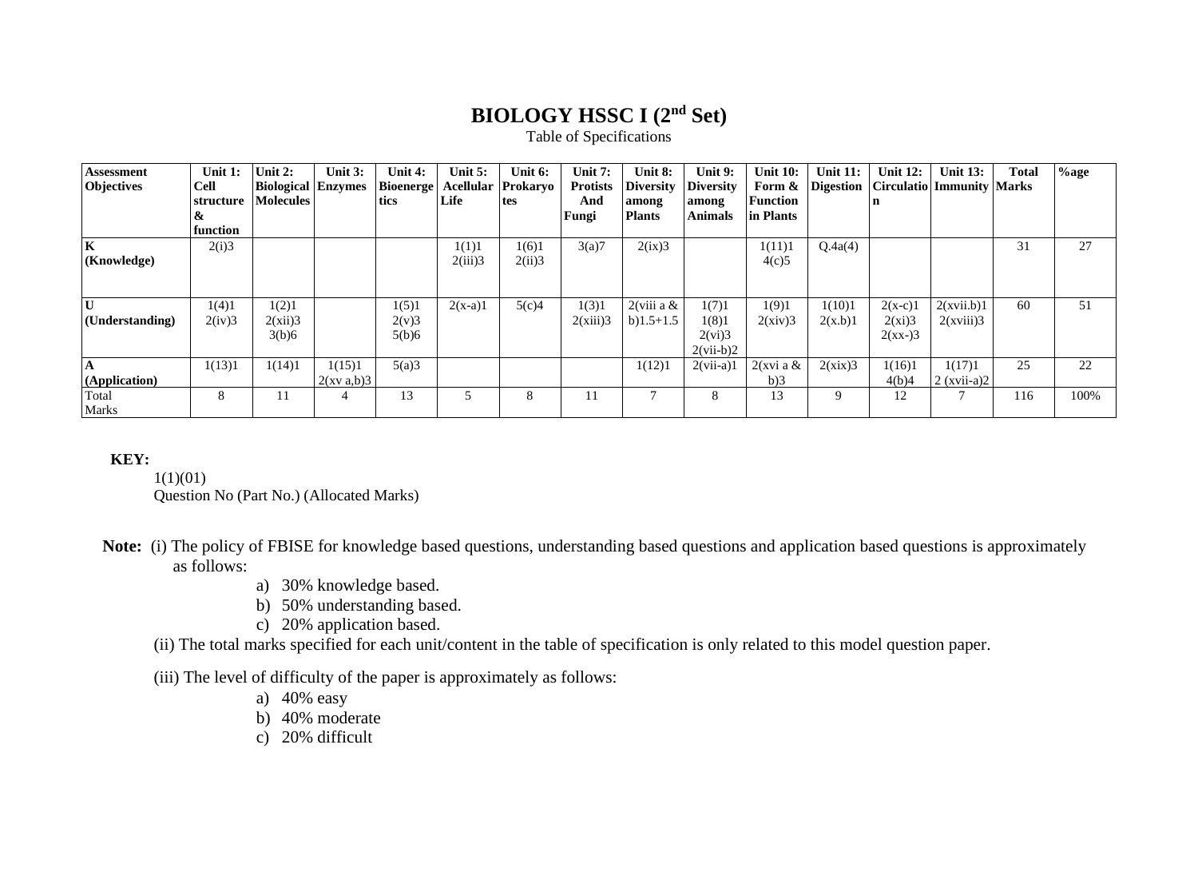# BIOLOGY HSSC I (2nd Set)

Table of Specifications

| Assessment Objectives | Unit 1: Cell structure & function | Unit 2: Biological Molecules | Unit 3: Enzymes | Unit 4: Bioenergetics | Unit 5: Acellular Life | Unit 6: Prokaryotes | Unit 7: Protists And Fungi | Unit 8: Diversity among Plants | Unit 9: Diversity among Animals | Unit 10: Form & Function in Plants | Unit 11: Digestion | Unit 12: Circulation | Unit 13: Immunity | Total Marks | %age |
|---|---|---|---|---|---|---|---|---|---|---|---|---|---|---|---|
| K (Knowledge) | 2(i)3 | | | | 1(1)1<br>2(iii)3 | 1(6)1<br>2(ii)3 | 3(a)7 | 2(ix)3 | | 1(11)1<br>4(c)5 | Q.4a(4) | | | 31 | 27 |
| U (Understanding) | 1(4)1<br>2(iv)3 | 1(2)1<br>2(xii)3<br>3(b)6 | | 1(5)1<br>2(v)3<br>5(b)6 | 2(x-a)1 | 5(c)4 | 1(3)1<br>2(xiii)3 | 2(viii a & b)1.5+1.5 | 1(7)1<br>1(8)1<br>2(vi)3<br>2(vii-b)2 | 1(9)1<br>2(xiv)3 | 1(10)1<br>2(x.b)1 | 2(x-c)1<br>2(xi)3<br>2(xx-)3 | 2(xvii.b)1<br>2(xviii)3 | 60 | 51 |
| A (Application) | 1(13)1 | 1(14)1 | 1(15)1<br>2(xv a,b)3 | 5(a)3 | | | | 1(12)1 | 2(vii-a)1 | 2(xvi a & b)3 | 2(xix)3 | 1(16)1<br>4(b)4 | 1(17)1<br>2 (xvii-a)2 | 25 | 22 |
| Total Marks | 8 | 11 | 4 | 13 | 5 | 8 | 11 | 7 | 8 | 13 | 9 | 12 | 7 | 116 | 100% |

**KEY:**

1(1)(01)
Question No (Part No.) (Allocated Marks)

**Note:** (i) The policy of FBISE for knowledge based questions, understanding based questions and application based questions is approximately as follows:

a) 30% knowledge based.
b) 50% understanding based.
c) 20% application based.

(ii) The total marks specified for each unit/content in the table of specification is only related to this model question paper.

(iii) The level of difficulty of the paper is approximately as follows:

a) 40% easy
b) 40% moderate
c) 20% difficult